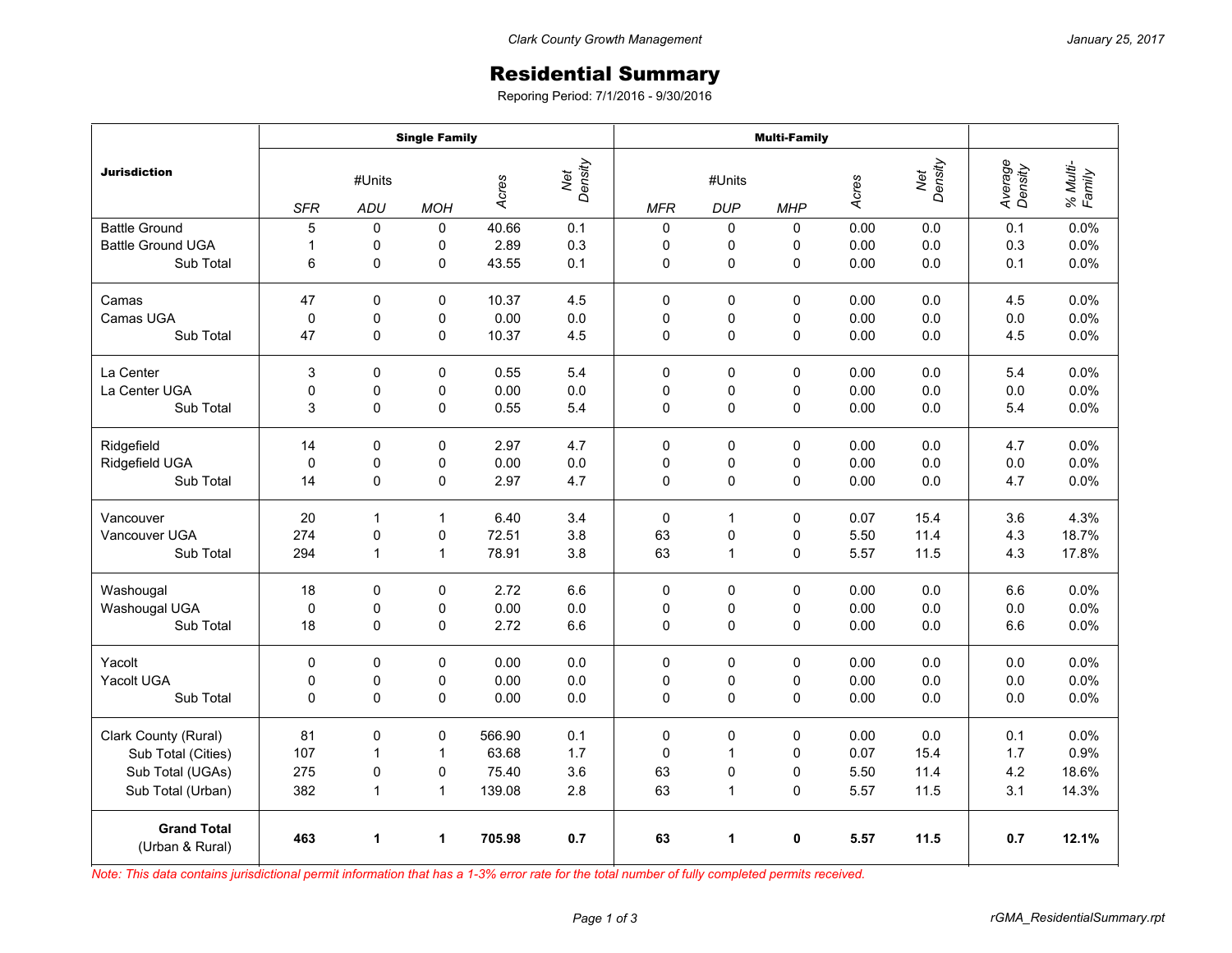Clark County Growth Management — January 25, 2017

# Residential Summary

Reporing Period: 7/1/2016 - 9/30/2016

| Jurisdiction | Single Family | | | | | Multi-Family | | | | | | |
|---|---|---|---|---|---|---|---|---|---|---|---|---|
| | #Units | | | Acres | Net Density | #Units | | | Acres | Net Density | Average Density | % Multi-Family |
| | SFR | ADU | MOH | | | MFR | DUP | MHP | | | | |
| Battle Ground | 5 | 0 | 0 | 40.66 | 0.1 | 0 | 0 | 0 | 0.00 | 0.0 | 0.1 | 0.0% |
| Battle Ground UGA | 1 | 0 | 0 | 2.89 | 0.3 | 0 | 0 | 0 | 0.00 | 0.0 | 0.3 | 0.0% |
| Sub Total | 6 | 0 | 0 | 43.55 | 0.1 | 0 | 0 | 0 | 0.00 | 0.0 | 0.1 | 0.0% |
| Camas | 47 | 0 | 0 | 10.37 | 4.5 | 0 | 0 | 0 | 0.00 | 0.0 | 4.5 | 0.0% |
| Camas UGA | 0 | 0 | 0 | 0.00 | 0.0 | 0 | 0 | 0 | 0.00 | 0.0 | 0.0 | 0.0% |
| Sub Total | 47 | 0 | 0 | 10.37 | 4.5 | 0 | 0 | 0 | 0.00 | 0.0 | 4.5 | 0.0% |
| La Center | 3 | 0 | 0 | 0.55 | 5.4 | 0 | 0 | 0 | 0.00 | 0.0 | 5.4 | 0.0% |
| La Center UGA | 0 | 0 | 0 | 0.00 | 0.0 | 0 | 0 | 0 | 0.00 | 0.0 | 0.0 | 0.0% |
| Sub Total | 3 | 0 | 0 | 0.55 | 5.4 | 0 | 0 | 0 | 0.00 | 0.0 | 5.4 | 0.0% |
| Ridgefield | 14 | 0 | 0 | 2.97 | 4.7 | 0 | 0 | 0 | 0.00 | 0.0 | 4.7 | 0.0% |
| Ridgefield UGA | 0 | 0 | 0 | 0.00 | 0.0 | 0 | 0 | 0 | 0.00 | 0.0 | 0.0 | 0.0% |
| Sub Total | 14 | 0 | 0 | 2.97 | 4.7 | 0 | 0 | 0 | 0.00 | 0.0 | 4.7 | 0.0% |
| Vancouver | 20 | 1 | 1 | 6.40 | 3.4 | 0 | 1 | 0 | 0.07 | 15.4 | 3.6 | 4.3% |
| Vancouver UGA | 274 | 0 | 0 | 72.51 | 3.8 | 63 | 0 | 0 | 5.50 | 11.4 | 4.3 | 18.7% |
| Sub Total | 294 | 1 | 1 | 78.91 | 3.8 | 63 | 1 | 0 | 5.57 | 11.5 | 4.3 | 17.8% |
| Washougal | 18 | 0 | 0 | 2.72 | 6.6 | 0 | 0 | 0 | 0.00 | 0.0 | 6.6 | 0.0% |
| Washougal UGA | 0 | 0 | 0 | 0.00 | 0.0 | 0 | 0 | 0 | 0.00 | 0.0 | 0.0 | 0.0% |
| Sub Total | 18 | 0 | 0 | 2.72 | 6.6 | 0 | 0 | 0 | 0.00 | 0.0 | 6.6 | 0.0% |
| Yacolt | 0 | 0 | 0 | 0.00 | 0.0 | 0 | 0 | 0 | 0.00 | 0.0 | 0.0 | 0.0% |
| Yacolt UGA | 0 | 0 | 0 | 0.00 | 0.0 | 0 | 0 | 0 | 0.00 | 0.0 | 0.0 | 0.0% |
| Sub Total | 0 | 0 | 0 | 0.00 | 0.0 | 0 | 0 | 0 | 0.00 | 0.0 | 0.0 | 0.0% |
| Clark County (Rural) | 81 | 0 | 0 | 566.90 | 0.1 | 0 | 0 | 0 | 0.00 | 0.0 | 0.1 | 0.0% |
| Sub Total (Cities) | 107 | 1 | 1 | 63.68 | 1.7 | 0 | 1 | 0 | 0.07 | 15.4 | 1.7 | 0.9% |
| Sub Total (UGAs) | 275 | 0 | 0 | 75.40 | 3.6 | 63 | 0 | 0 | 5.50 | 11.4 | 4.2 | 18.6% |
| Sub Total (Urban) | 382 | 1 | 1 | 139.08 | 2.8 | 63 | 1 | 0 | 5.57 | 11.5 | 3.1 | 14.3% |
| **Grand Total** (Urban & Rural) | **463** | **1** | **1** | **705.98** | **0.7** | **63** | **1** | **0** | **5.57** | **11.5** | **0.7** | **12.1%** |

*Note: This data contains jurisdictional permit information that has a 1-3% error rate for the total number of fully completed permits received.*

rGMA_ResidentialSummary.rpt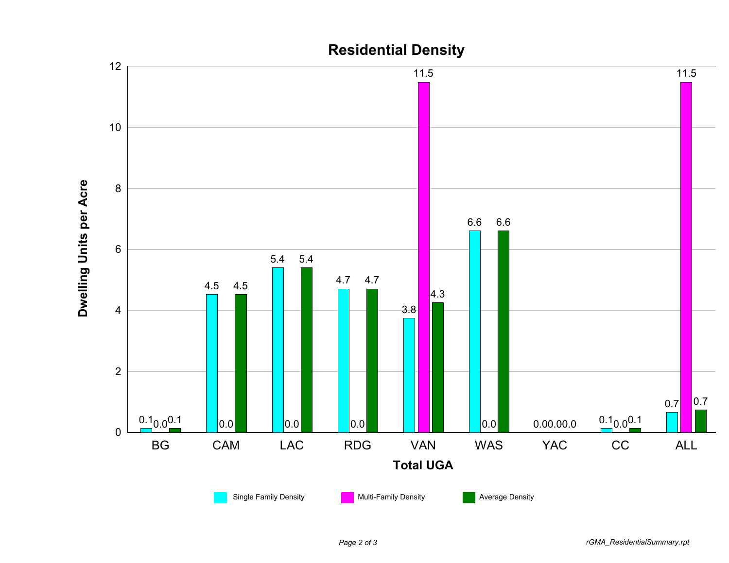## Residential Density

| Total UGA | Single Family Density | Multi-Family Density | Average Density |
|---|---|---|---|
| BG | 0.1 | 0.0 | 0.1 |
| CAM | 4.5 | 0.0 | 4.5 |
| LAC | 5.4 | 0.0 | 5.4 |
| RDG | 4.7 | 0.0 | 4.7 |
| VAN | 3.8 | 11.5 | 4.3 |
| WAS | 6.6 | 0.0 | 6.6 |
| YAC | 0.0 | 0.0 | 0.0 |
| CC | 0.1 | 0.0 | 0.1 |
| ALL | 0.7 | 11.5 | 0.7 |

Y-axis: Dwelling Units per Acre

*rGMA_ResidentialSummary.rpt*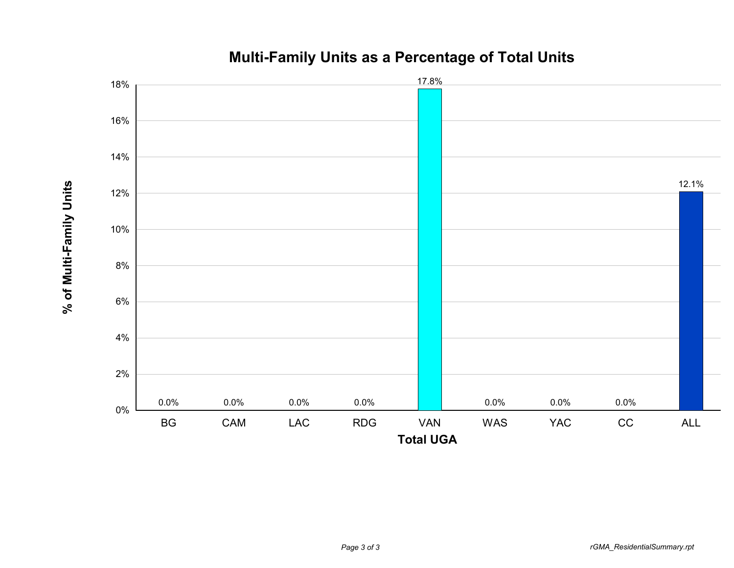# Multi-Family Units as a Percentage of Total Units

% of Multi-Family Units

18%
16%
14%
12%
10%
8%
6%
4%
2%
0%

0.0%
0.0%
0.0%
0.0%
17.8%
0.0%
0.0%
0.0%
12.1%

BG
CAM
LAC
RDG
VAN
WAS
YAC
CC
ALL

Total UGA

*rGMA_ResidentialSummary.rpt*